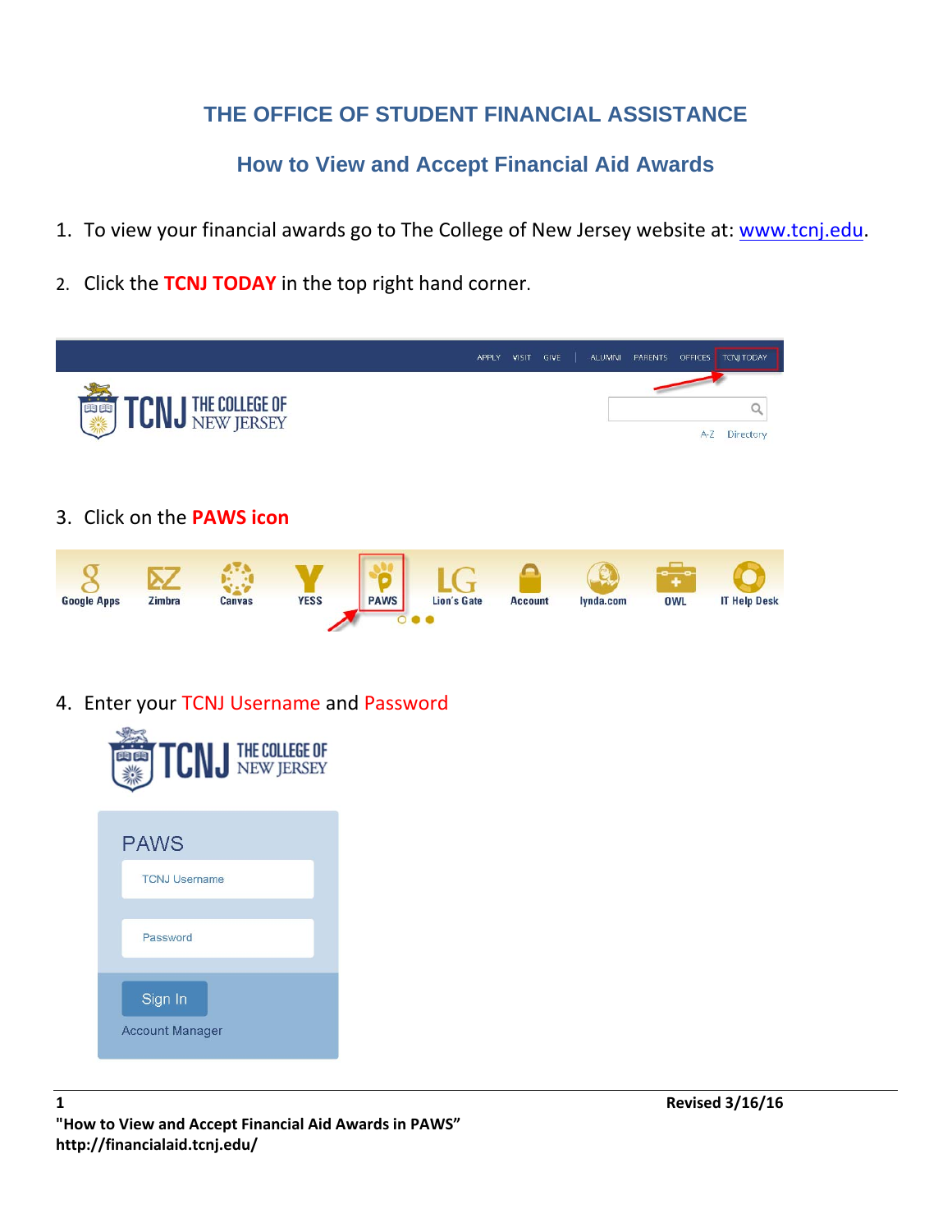# THE OFFICE OF STUDENT FINANCIAL ASSISTANCE

## How to View and Accept Financial Aid Awards

1. To view your financial awards go to The College of New Jersey website at: www.tcnj.edu.

2. Click the **TCNJ TODAY** in the top right hand corner.

3. Click on the **PAWS icon**

4. Enter your TCNJ Username and Password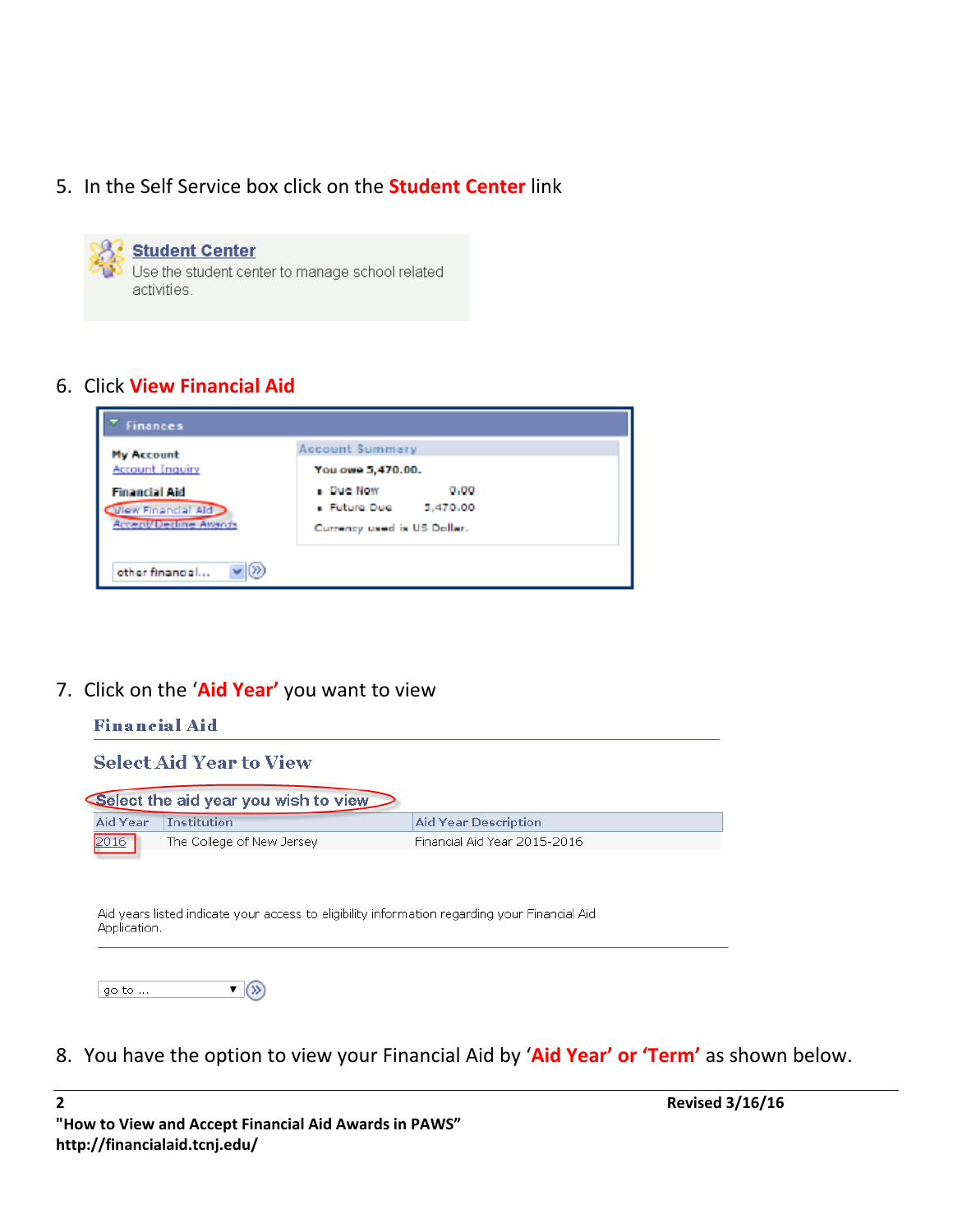5. In the Self Service box click on the **Student Center** link

Student Center
Use the student center to manage school related activities.

6. Click **View Financial Aid**

Finances

My Account
Account Inquiry

Financial Aid
View Financial Aid
Accept/Decline Awards

Account Summary
You owe 5,470.00.
- Due Now 0.00
- Future Due 5,470.00

Currency used is US Dollar.

other financial...

7. Click on the '**Aid Year**' you want to view

Financial Aid

Select Aid Year to View

Select the aid year you wish to view

| Aid Year | Institution | Aid Year Description |
| --- | --- | --- |
| 2016 | The College of New Jersey | Financial Aid Year 2015-2016 |

Aid years listed indicate your access to eligibility information regarding your Financial Aid Application.

go to ...

8. You have the option to view your Financial Aid by '**Aid Year' or 'Term'** as shown below.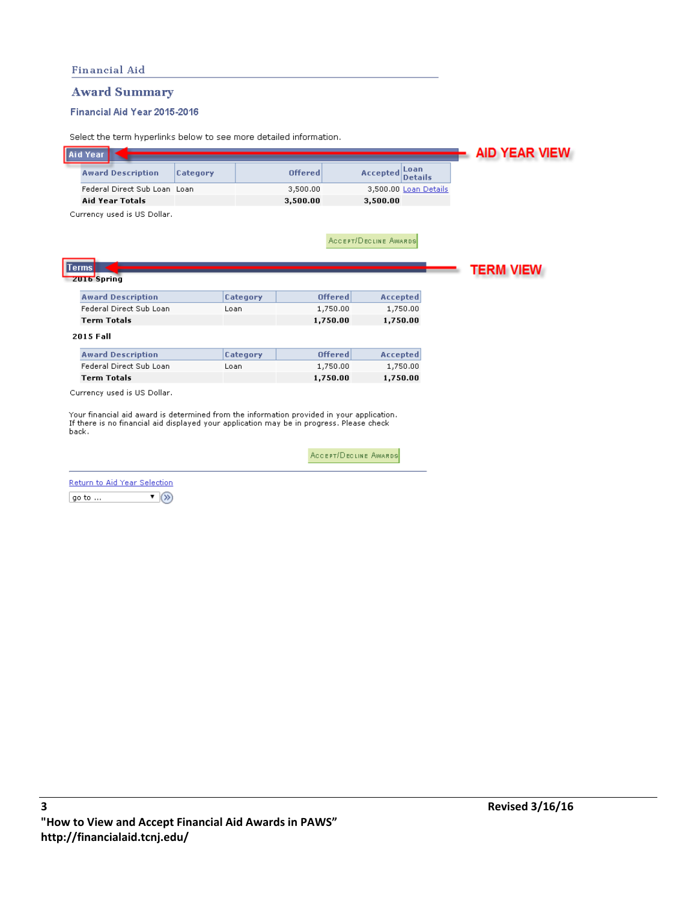Financial Aid

## Award Summary

### Financial Aid Year 2015-2016

Select the term hyperlinks below to see more detailed information.

**Aid Year** — AID YEAR VIEW

| Award Description | Category | Offered | Accepted | Loan Details |
|---|---|---|---|---|
| Federal Direct Sub Loan | Loan | 3,500.00 | 3,500.00 | Loan Details |
| **Aid Year Totals** | | **3,500.00** | **3,500.00** | |

Currency used is US Dollar.

Accept/Decline Awards

**Terms** — TERM VIEW

**2016 Spring**

| Award Description | Category | Offered | Accepted |
|---|---|---|---|
| Federal Direct Sub Loan | Loan | 1,750.00 | 1,750.00 |
| **Term Totals** | | **1,750.00** | **1,750.00** |

**2015 Fall**

| Award Description | Category | Offered | Accepted |
|---|---|---|---|
| Federal Direct Sub Loan | Loan | 1,750.00 | 1,750.00 |
| **Term Totals** | | **1,750.00** | **1,750.00** |

Currency used is US Dollar.

Your financial aid award is determined from the information provided in your application. If there is no financial aid displayed your application may be in progress. Please check back.

Accept/Decline Awards

Return to Aid Year Selection

go to ...

Revised 3/16/16

"How to View and Accept Financial Aid Awards in PAWS"
http://financialaid.tcnj.edu/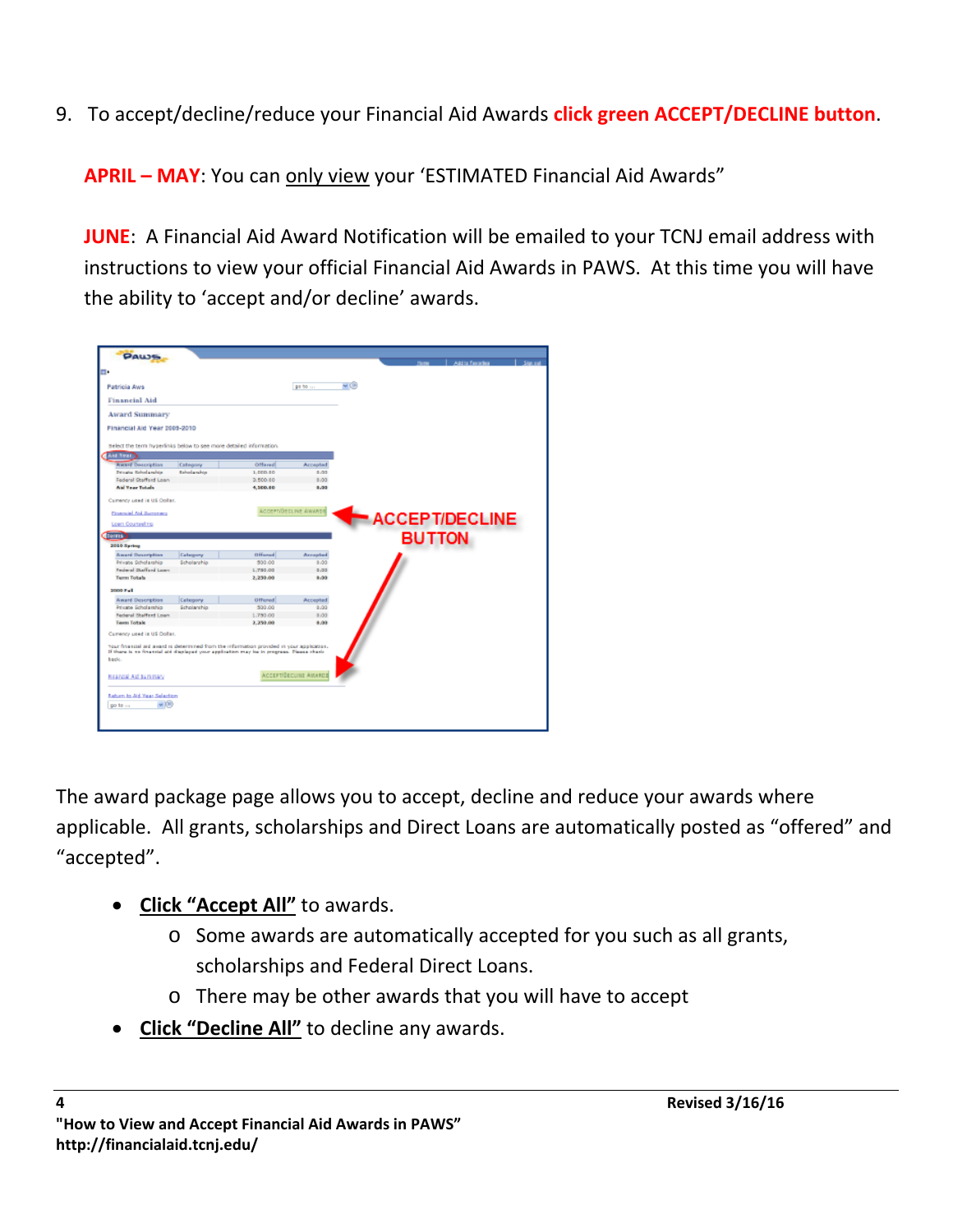9. To accept/decline/reduce your Financial Aid Awards **click green ACCEPT/DECLINE button**.

   **APRIL – MAY**: You can only view your 'ESTIMATED Financial Aid Awards"

   **JUNE**: A Financial Aid Award Notification will be emailed to your TCNJ email address with instructions to view your official Financial Aid Awards in PAWS. At this time you will have the ability to 'accept and/or decline' awards.

The award package page allows you to accept, decline and reduce your awards where applicable. All grants, scholarships and Direct Loans are automatically posted as "offered" and "accepted".

- **Click "Accept All"** to awards.
  - Some awards are automatically accepted for you such as all grants, scholarships and Federal Direct Loans.
  - There may be other awards that you will have to accept
- **Click "Decline All"** to decline any awards.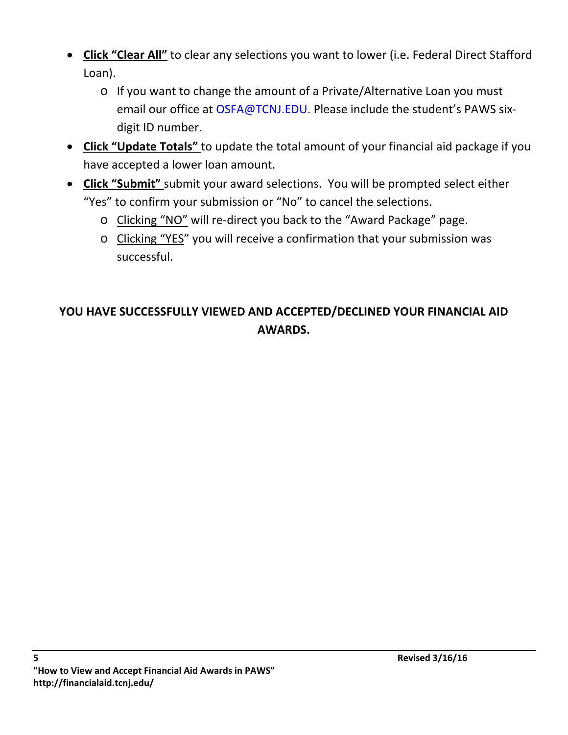- **Click "Clear All"** to clear any selections you want to lower (i.e. Federal Direct Stafford Loan).
  - If you want to change the amount of a Private/Alternative Loan you must email our office at OSFA@TCNJ.EDU. Please include the student's PAWS six-digit ID number.
- **Click "Update Totals"** to update the total amount of your financial aid package if you have accepted a lower loan amount.
- **Click "Submit"** submit your award selections. You will be prompted select either "Yes" to confirm your submission or "No" to cancel the selections.
  - Clicking "NO" will re-direct you back to the "Award Package" page.
  - Clicking "YES" you will receive a confirmation that your submission was successful.

**YOU HAVE SUCCESSFULLY VIEWED AND ACCEPTED/DECLINED YOUR FINANCIAL AID AWARDS.**